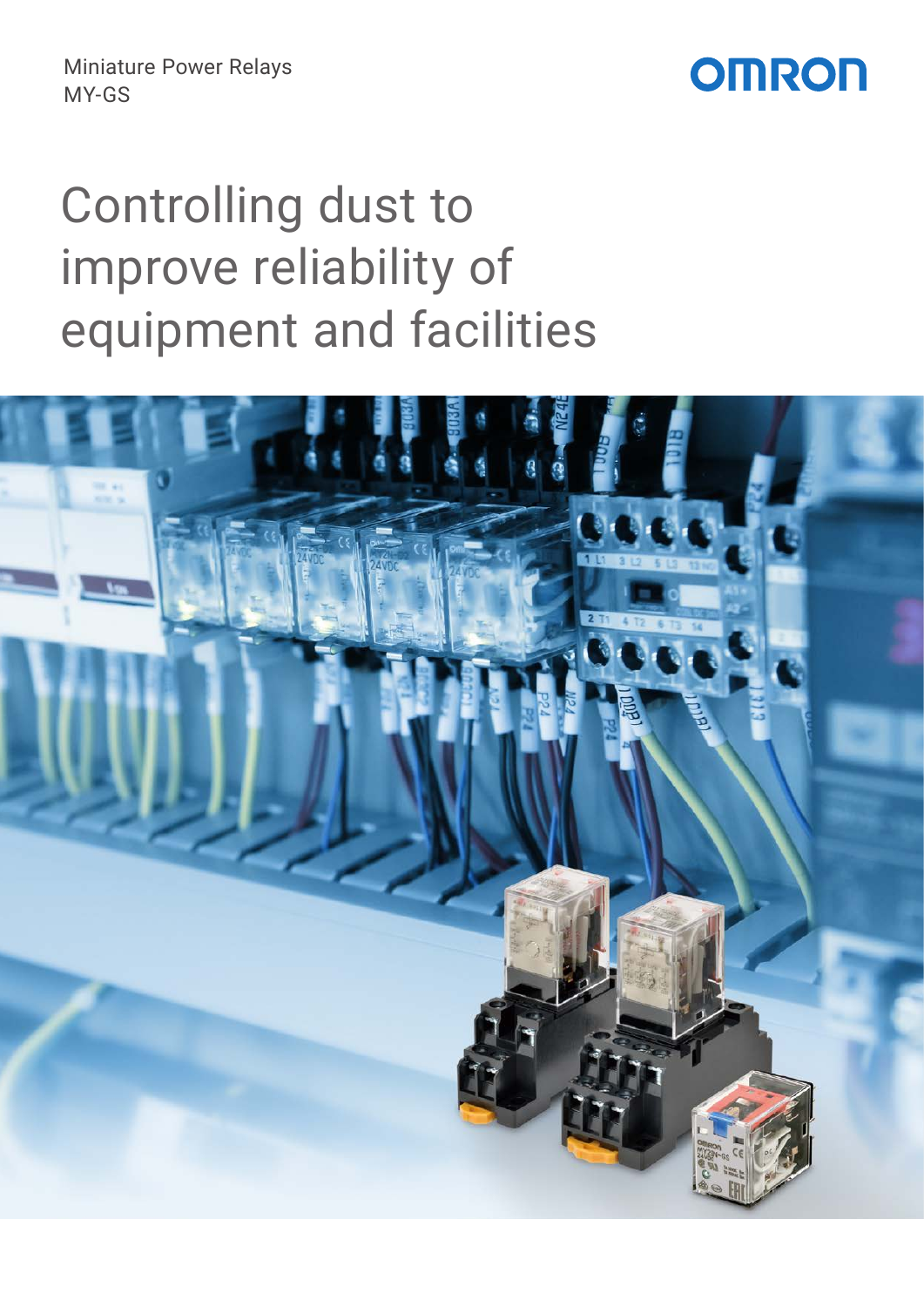Miniature Power Relays
MY-GS

OMRON

# Controlling dust to improve reliability of equipment and facilities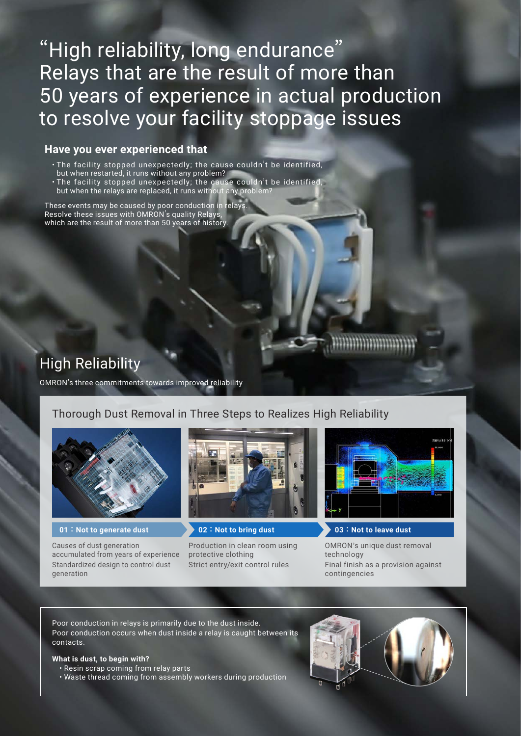# "High reliability, long endurance" Relays that are the result of more than 50 years of experience in actual production to resolve your facility stoppage issues

### Have you ever experienced that

- The facility stopped unexpectedly; the cause couldn't be identified, but when restarted, it runs without any problem?
- The facility stopped unexpectedly; the cause couldn't be identified, but when the relays are replaced, it runs without any problem?

These events may be caused by poor conduction in relays.
Resolve these issues with OMRON's quality Relays, which are the result of more than 50 years of history.

## High Reliability

OMRON's three commitments towards improved reliability

### Thorough Dust Removal in Three Steps to Realizes High Reliability

**01：Not to generate dust**

Causes of dust generation accumulated from years of experience
Standardized design to control dust generation

**02：Not to bring dust**

Production in clean room using protective clothing
Strict entry/exit control rules

**03：Not to leave dust**

OMRON's unique dust removal technology
Final finish as a provision against contingencies

Poor conduction in relays is primarily due to the dust inside.
Poor conduction occurs when dust inside a relay is caught between its contacts.

**What is dust, to begin with?**

- Resin scrap coming from relay parts
- Waste thread coming from assembly workers during production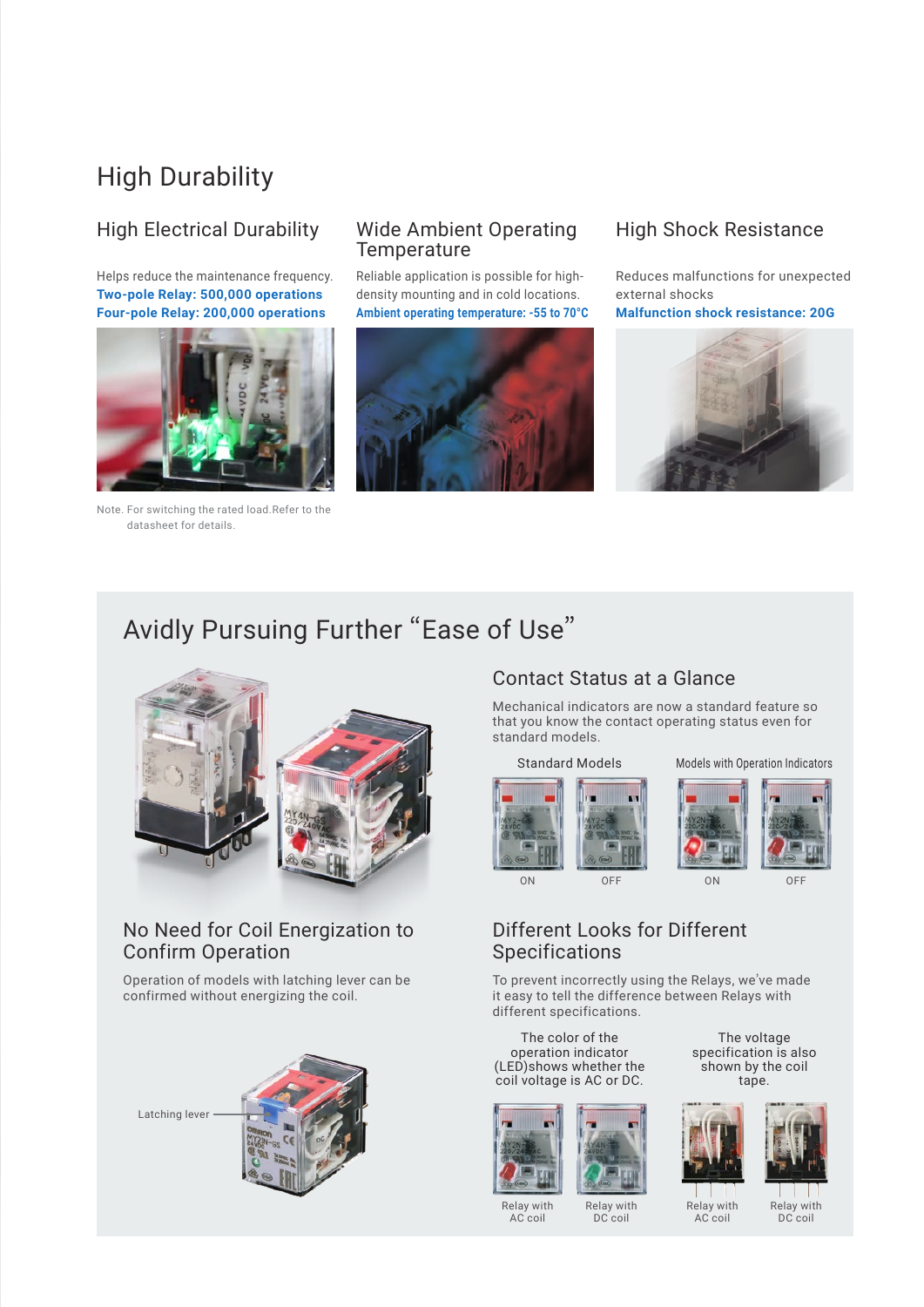## High Durability

### High Electrical Durability

Helps reduce the maintenance frequency.

**Two-pole Relay: 500,000 operations**
**Four-pole Relay: 200,000 operations**

Note. For switching the rated load.Refer to the datasheet for details.

### Wide Ambient Operating Temperature

Reliable application is possible for high-density mounting and in cold locations.

**Ambient operating temperature: -55 to 70°C**

### High Shock Resistance

Reduces malfunctions for unexpected external shocks

**Malfunction shock resistance: 20G**

## Avidly Pursuing Further "Ease of Use"

### Contact Status at a Glance

Mechanical indicators are now a standard feature so that you know the contact operating status even for standard models.

Standard Models: ON, OFF
Models with Operation Indicators: ON, OFF

### No Need for Coil Energization to Confirm Operation

Operation of models with latching lever can be confirmed without energizing the coil.

Latching lever

### Different Looks for Different Specifications

To prevent incorrectly using the Relays, we've made it easy to tell the difference between Relays with different specifications.

The color of the operation indicator (LED)shows whether the coil voltage is AC or DC.

Relay with AC coil / Relay with DC coil

The voltage specification is also shown by the coil tape.

Relay with AC coil / Relay with DC coil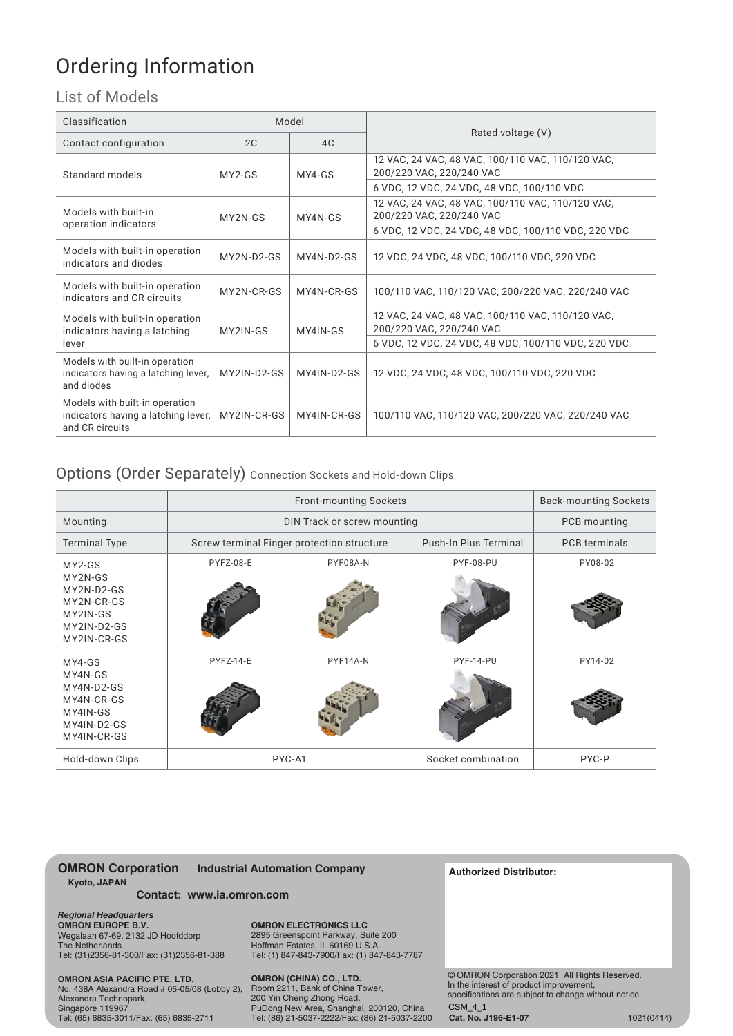# Ordering Information

## List of Models

| Classification | Model | | Rated voltage (V) |
|---|---|---|---|
| Contact configuration | 2C | 4C | |
| Standard models | MY2-GS | MY4-GS | 12 VAC, 24 VAC, 48 VAC, 100/110 VAC, 110/120 VAC, 200/220 VAC, 220/240 VAC |
| | | | 6 VDC, 12 VDC, 24 VDC, 48 VDC, 100/110 VDC |
| Models with built-in operation indicators | MY2N-GS | MY4N-GS | 12 VAC, 24 VAC, 48 VAC, 100/110 VAC, 110/120 VAC, 200/220 VAC, 220/240 VAC |
| | | | 6 VDC, 12 VDC, 24 VDC, 48 VDC, 100/110 VDC, 220 VDC |
| Models with built-in operation indicators and diodes | MY2N-D2-GS | MY4N-D2-GS | 12 VDC, 24 VDC, 48 VDC, 100/110 VDC, 220 VDC |
| Models with built-in operation indicators and CR circuits | MY2N-CR-GS | MY4N-CR-GS | 100/110 VAC, 110/120 VAC, 200/220 VAC, 220/240 VAC |
| Models with built-in operation indicators having a latching lever | MY2IN-GS | MY4IN-GS | 12 VAC, 24 VAC, 48 VAC, 100/110 VAC, 110/120 VAC, 200/220 VAC, 220/240 VAC |
| | | | 6 VDC, 12 VDC, 24 VDC, 48 VDC, 100/110 VDC, 220 VDC |
| Models with built-in operation indicators having a latching lever, and diodes | MY2IN-D2-GS | MY4IN-D2-GS | 12 VDC, 24 VDC, 48 VDC, 100/110 VDC, 220 VDC |
| Models with built-in operation indicators having a latching lever, and CR circuits | MY2IN-CR-GS | MY4IN-CR-GS | 100/110 VAC, 110/120 VAC, 200/220 VAC, 220/240 VAC |

## Options (Order Separately) Connection Sockets and Hold-down Clips

| | Front-mounting Sockets | | | Back-mounting Sockets |
|---|---|---|---|---|
| Mounting | DIN Track or screw mounting | | | PCB mounting |
| Terminal Type | Screw terminal Finger protection structure | | Push-In Plus Terminal | PCB terminals |
| MY2-GS<br>MY2N-GS<br>MY2N-D2-GS<br>MY2N-CR-GS<br>MY2IN-GS<br>MY2IN-D2-GS<br>MY2IN-CR-GS | PYFZ-08-E | PYF08A-N | PYF-08-PU | PY08-02 |
| MY4-GS<br>MY4N-GS<br>MY4N-D2-GS<br>MY4N-CR-GS<br>MY4IN-GS<br>MY4IN-D2-GS<br>MY4IN-CR-GS | PYFZ-14-E | PYF14A-N | PYF-14-PU | PY14-02 |
| Hold-down Clips | PYC-A1 | | Socket combination | PYC-P |

**OMRON Corporation** **Industrial Automation Company**
**Kyoto, JAPAN**

**Contact: www.ia.omron.com**

***Regional Headquarters***
**OMRON EUROPE B.V.**
Wegalaan 67-69, 2132 JD Hoofddorp
The Netherlands
Tel: (31)2356-81-300/Fax: (31)2356-81-388

**OMRON ASIA PACIFIC PTE. LTD.**
No. 438A Alexandra Road # 05-05/08 (Lobby 2),
Alexandra Technopark,
Singapore 119967
Tel: (65) 6835-3011/Fax: (65) 6835-2711

**OMRON ELECTRONICS LLC**
2895 Greenspoint Parkway, Suite 200
Hoffman Estates, IL 60169 U.S.A.
Tel: (1) 847-843-7900/Fax: (1) 847-843-7787

**OMRON (CHINA) CO., LTD.**
Room 2211, Bank of China Tower,
200 Yin Cheng Zhong Road,
PuDong New Area, Shanghai, 200120, China
Tel: (86) 21-5037-2222/Fax: (86) 21-5037-2200

**Authorized Distributor:**

© OMRON Corporation 2021 All Rights Reserved.
In the interest of product improvement, specifications are subject to change without notice.

CSM_4_1
**Cat. No. J196-E1-07** 1021(0414)